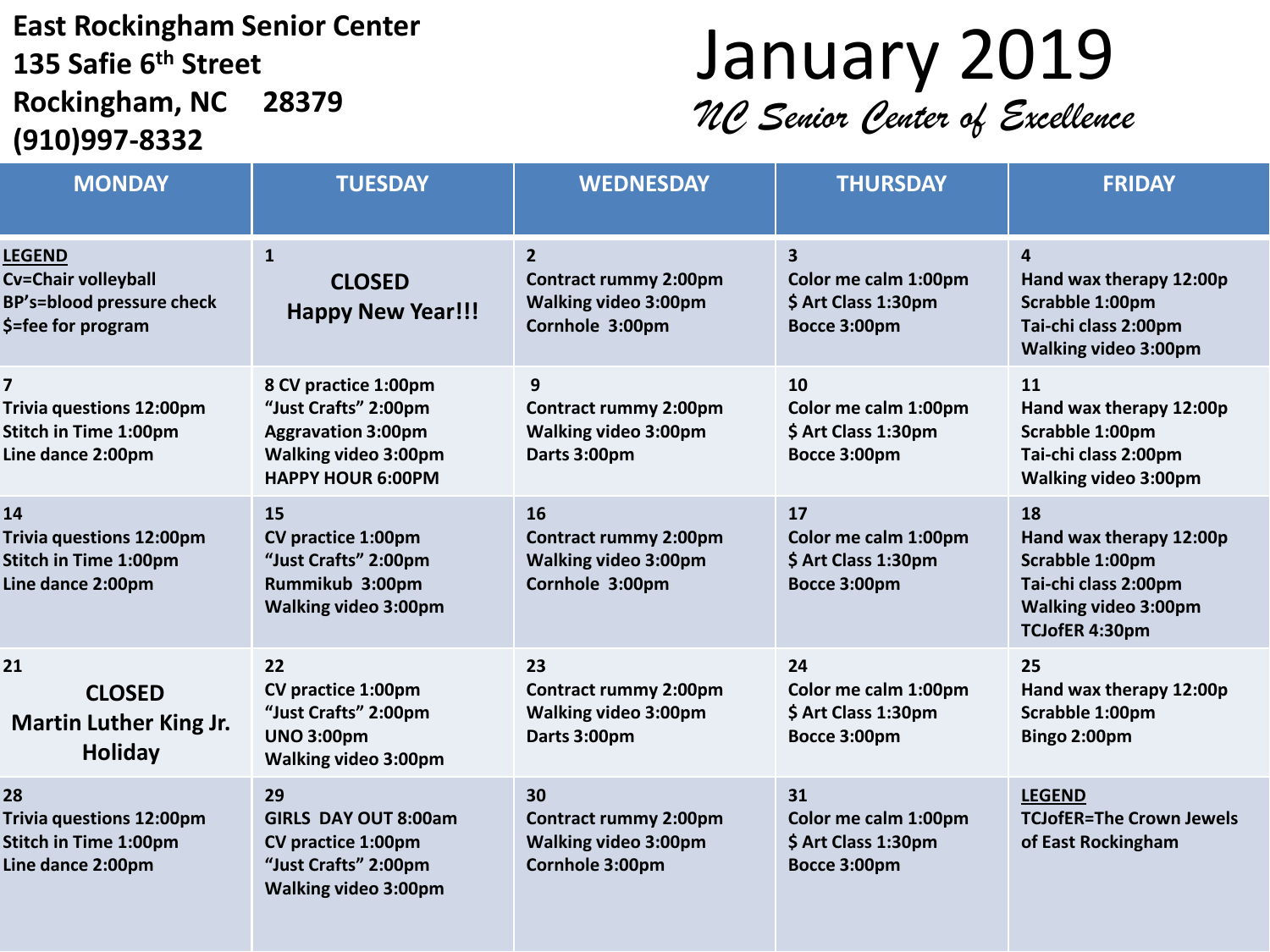**East Rockingham Senior Center**
**135 Safie 6th Street**
**Rockingham, NC 28379**
**(910)997-8332**

# January 2019

*NC Senior Center of Excellence*

| MONDAY | TUESDAY | WEDNESDAY | THURSDAY | FRIDAY |
|---|---|---|---|---|
| LEGEND<br>Cv=Chair volleyball<br>BP's=blood pressure check<br>$=fee for program | 1<br>CLOSED<br>Happy New Year!!! | 2<br>Contract rummy 2:00pm<br>Walking video 3:00pm<br>Cornhole 3:00pm | 3<br>Color me calm 1:00pm<br>$ Art Class 1:30pm<br>Bocce 3:00pm | 4<br>Hand wax therapy 12:00p<br>Scrabble 1:00pm<br>Tai-chi class 2:00pm<br>Walking video 3:00pm |
| 7<br>Trivia questions 12:00pm<br>Stitch in Time 1:00pm<br>Line dance 2:00pm | 8 CV practice 1:00pm<br>"Just Crafts" 2:00pm<br>Aggravation 3:00pm<br>Walking video 3:00pm<br>HAPPY HOUR 6:00PM | 9<br>Contract rummy 2:00pm<br>Walking video 3:00pm<br>Darts 3:00pm | 10<br>Color me calm 1:00pm<br>$ Art Class 1:30pm<br>Bocce 3:00pm | 11<br>Hand wax therapy 12:00p<br>Scrabble 1:00pm<br>Tai-chi class 2:00pm<br>Walking video 3:00pm |
| 14<br>Trivia questions 12:00pm<br>Stitch in Time 1:00pm<br>Line dance 2:00pm | 15<br>CV practice 1:00pm<br>"Just Crafts" 2:00pm<br>Rummikub 3:00pm<br>Walking video 3:00pm | 16<br>Contract rummy 2:00pm<br>Walking video 3:00pm<br>Cornhole 3:00pm | 17<br>Color me calm 1:00pm<br>$ Art Class 1:30pm<br>Bocce 3:00pm | 18<br>Hand wax therapy 12:00p<br>Scrabble 1:00pm<br>Tai-chi class 2:00pm<br>Walking video 3:00pm<br>TCJofER 4:30pm |
| 21<br>CLOSED<br>Martin Luther King Jr. Holiday | 22<br>CV practice 1:00pm<br>"Just Crafts" 2:00pm<br>UNO 3:00pm<br>Walking video 3:00pm | 23<br>Contract rummy 2:00pm<br>Walking video 3:00pm<br>Darts 3:00pm | 24<br>Color me calm 1:00pm<br>$ Art Class 1:30pm<br>Bocce 3:00pm | 25<br>Hand wax therapy 12:00p<br>Scrabble 1:00pm<br>Bingo 2:00pm |
| 28<br>Trivia questions 12:00pm<br>Stitch in Time 1:00pm<br>Line dance 2:00pm | 29<br>GIRLS DAY OUT 8:00am<br>CV practice 1:00pm<br>"Just Crafts" 2:00pm<br>Walking video 3:00pm | 30<br>Contract rummy 2:00pm<br>Walking video 3:00pm<br>Cornhole 3:00pm | 31<br>Color me calm 1:00pm<br>$ Art Class 1:30pm<br>Bocce 3:00pm | LEGEND<br>TCJofER=The Crown Jewels of East Rockingham |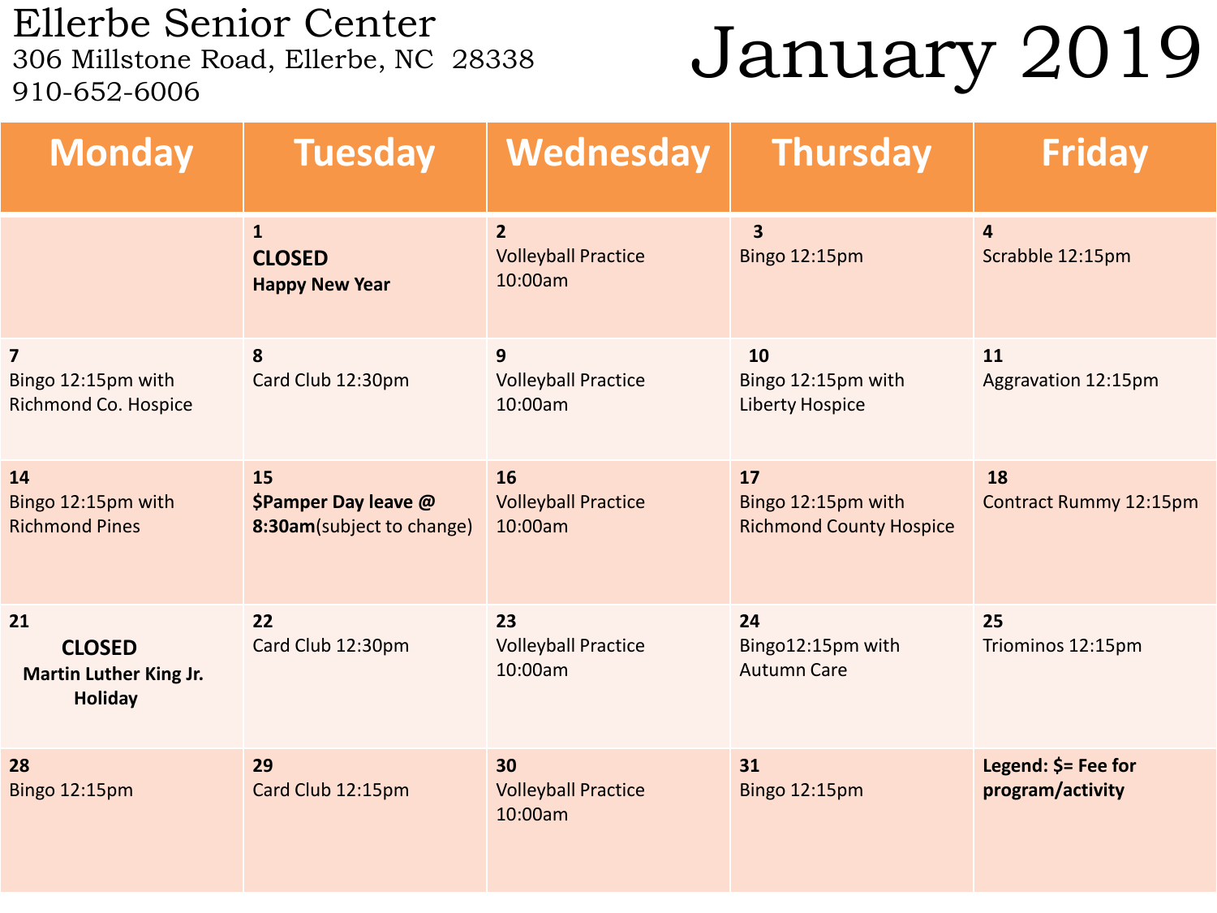# Ellerbe Senior Center

306 Millstone Road, Ellerbe, NC 28338
910-652-6006

# January 2019

| Monday | Tuesday | Wednesday | Thursday | Friday |
|---|---|---|---|---|
| | 1 **CLOSED** **Happy New Year** | 2 Volleyball Practice 10:00am | 3 Bingo 12:15pm | 4 Scrabble 12:15pm |
| 7 Bingo 12:15pm with Richmond Co. Hospice | 8 Card Club 12:30pm | 9 Volleyball Practice 10:00am | 10 Bingo 12:15pm with Liberty Hospice | 11 Aggravation 12:15pm |
| 14 Bingo 12:15pm with Richmond Pines | 15 **$Pamper Day leave @ 8:30am**(subject to change) | 16 Volleyball Practice 10:00am | 17 Bingo 12:15pm with Richmond County Hospice | 18 Contract Rummy 12:15pm |
| 21 **CLOSED** **Martin Luther King Jr. Holiday** | 22 Card Club 12:30pm | 23 Volleyball Practice 10:00am | 24 Bingo12:15pm with Autumn Care | 25 Triominos 12:15pm |
| 28 Bingo 12:15pm | 29 Card Club 12:15pm | 30 Volleyball Practice 10:00am | 31 Bingo 12:15pm | **Legend: $= Fee for program/activity** |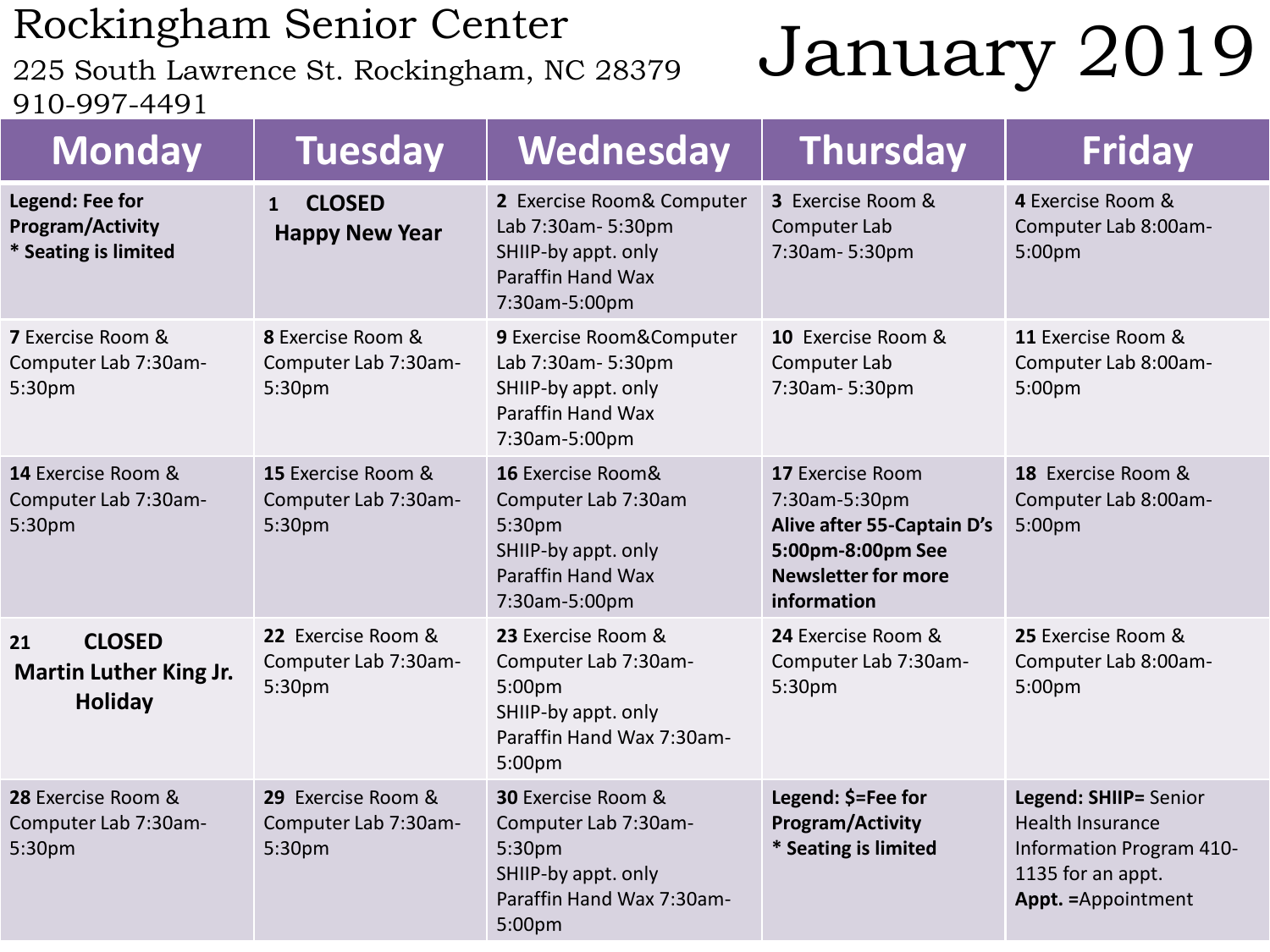# Rockingham Senior Center

225 South Lawrence St. Rockingham, NC 28379
910-997-4491

# January 2019

| Monday | Tuesday | Wednesday | Thursday | Friday |
|---|---|---|---|---|
| **Legend: Fee for Program/Activity** **\* Seating is limited** | **1 CLOSED** **Happy New Year** | **2** Exercise Room& Computer Lab 7:30am- 5:30pm SHIIP-by appt. only Paraffin Hand Wax 7:30am-5:00pm | **3** Exercise Room & Computer Lab 7:30am- 5:30pm | **4** Exercise Room & Computer Lab 8:00am- 5:00pm |
| **7** Exercise Room & Computer Lab 7:30am- 5:30pm | **8** Exercise Room & Computer Lab 7:30am- 5:30pm | **9** Exercise Room&Computer Lab 7:30am- 5:30pm SHIIP-by appt. only Paraffin Hand Wax 7:30am-5:00pm | **10** Exercise Room & Computer Lab 7:30am- 5:30pm | **11** Exercise Room & Computer Lab 8:00am- 5:00pm |
| **14** Exercise Room & Computer Lab 7:30am- 5:30pm | **15** Exercise Room & Computer Lab 7:30am- 5:30pm | **16** Exercise Room& Computer Lab 7:30am 5:30pm SHIIP-by appt. only Paraffin Hand Wax 7:30am-5:00pm | **17** Exercise Room 7:30am-5:30pm **Alive after 55-Captain D's 5:00pm-8:00pm See Newsletter for more information** | **18** Exercise Room & Computer Lab 8:00am- 5:00pm |
| **21 CLOSED** **Martin Luther King Jr. Holiday** | **22** Exercise Room & Computer Lab 7:30am- 5:30pm | **23** Exercise Room & Computer Lab 7:30am- 5:00pm SHIIP-by appt. only Paraffin Hand Wax 7:30am- 5:00pm | **24** Exercise Room & Computer Lab 7:30am- 5:30pm | **25** Exercise Room & Computer Lab 8:00am- 5:00pm |
| **28** Exercise Room & Computer Lab 7:30am- 5:30pm | **29** Exercise Room & Computer Lab 7:30am- 5:30pm | **30** Exercise Room & Computer Lab 7:30am- 5:30pm SHIIP-by appt. only Paraffin Hand Wax 7:30am- 5:00pm | **Legend: $=Fee for Program/Activity** **\* Seating is limited** | **Legend: SHIIP=** Senior Health Insurance Information Program 410-1135 for an appt. **Appt. =**Appointment |